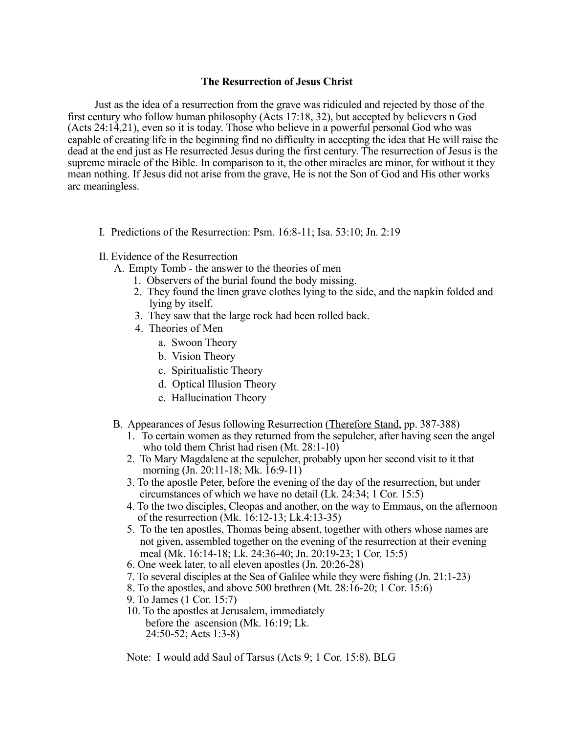# The Resurrection of Jesus Christ

Just as the idea of a resurrection from the grave was ridiculed and rejected by those of the first century who follow human philosophy (Acts 17:18, 32), but accepted by believers n God (Acts 24:14,21), even so it is today. Those who believe in a powerful personal God who was capable of creating life in the beginning find no difficulty in accepting the idea that He will raise the dead at the end just as He resurrected Jesus during the first century. The resurrection of Jesus is the supreme miracle of the Bible. In comparison to it, the other miracles are minor, for without it they mean nothing. If Jesus did not arise from the grave, He is not the Son of God and His other works arc meaningless.

I. Predictions of the Resurrection: Psm. 16:8-11; Isa. 53:10; Jn. 2:19

II. Evidence of the Resurrection

- A. Empty Tomb - the answer to the theories of men
  1. Observers of the burial found the body missing.
  2. They found the linen grave clothes lying to the side, and the napkin folded and lying by itself.
  3. They saw that the large rock had been rolled back.
  4. Theories of Men
     - a. Swoon Theory
     - b. Vision Theory
     - c. Spiritualistic Theory
     - d. Optical Illusion Theory
     - e. Hallucination Theory
- B. Appearances of Jesus following Resurrection (Therefore Stand, pp. 387-388)
  1. To certain women as they returned from the sepulcher, after having seen the angel who told them Christ had risen (Mt. 28:1-10)
  2. To Mary Magdalene at the sepulcher, probably upon her second visit to it that morning (Jn. 20:11-18; Mk. 16:9-11)
  3. To the apostle Peter, before the evening of the day of the resurrection, but under circumstances of which we have no detail (Lk. 24:34; 1 Cor. 15:5)
  4. To the two disciples, Cleopas and another, on the way to Emmaus, on the afternoon of the resurrection (Mk. 16:12-13; Lk.4:13-35)
  5. To the ten apostles, Thomas being absent, together with others whose names are not given, assembled together on the evening of the resurrection at their evening meal (Mk. 16:14-18; Lk. 24:36-40; Jn. 20:19-23; 1 Cor. 15:5)
  6. One week later, to all eleven apostles (Jn. 20:26-28)
  7. To several disciples at the Sea of Galilee while they were fishing (Jn. 21:1-23)
  8. To the apostles, and above 500 brethren (Mt. 28:16-20; 1 Cor. 15:6)
  9. To James (1 Cor. 15:7)
  10. To the apostles at Jerusalem, immediately before the ascension (Mk. 16:19; Lk. 24:50-52; Acts 1:3-8)

Note: I would add Saul of Tarsus (Acts 9; 1 Cor. 15:8). BLG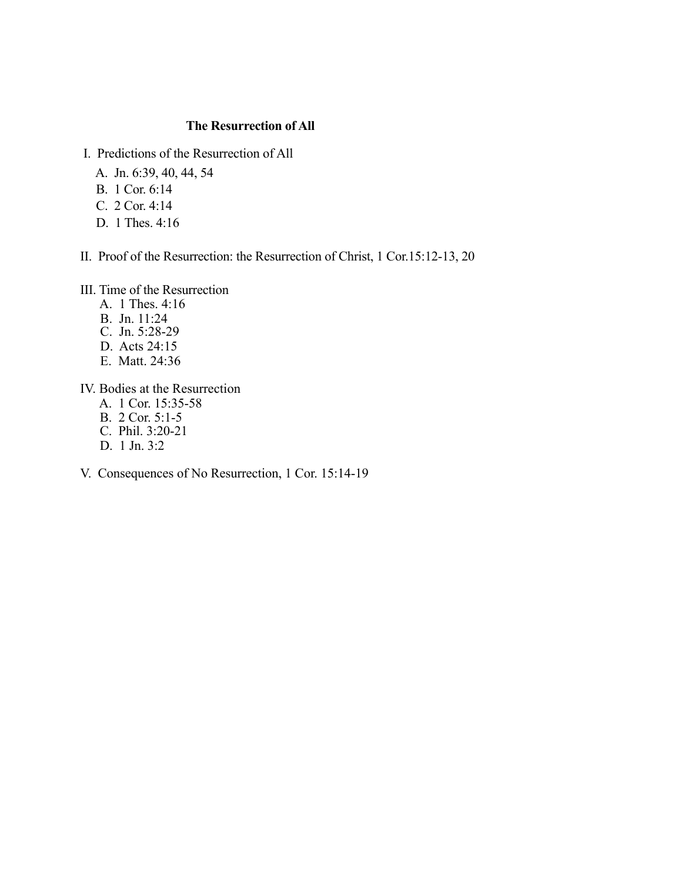## The Resurrection of All

I. Predictions of the Resurrection of All

   A. Jn. 6:39, 40, 44, 54

   B. 1 Cor. 6:14

   C. 2 Cor. 4:14

   D. 1 Thes. 4:16

II. Proof of the Resurrection: the Resurrection of Christ, 1 Cor.15:12-13, 20

III. Time of the Resurrection

   A. 1 Thes. 4:16

   B. Jn. 11:24

   C. Jn. 5:28-29

   D. Acts 24:15

   E. Matt. 24:36

IV. Bodies at the Resurrection

   A. 1 Cor. 15:35-58

   B. 2 Cor. 5:1-5

   C. Phil. 3:20-21

   D. 1 Jn. 3:2

V. Consequences of No Resurrection, 1 Cor. 15:14-19